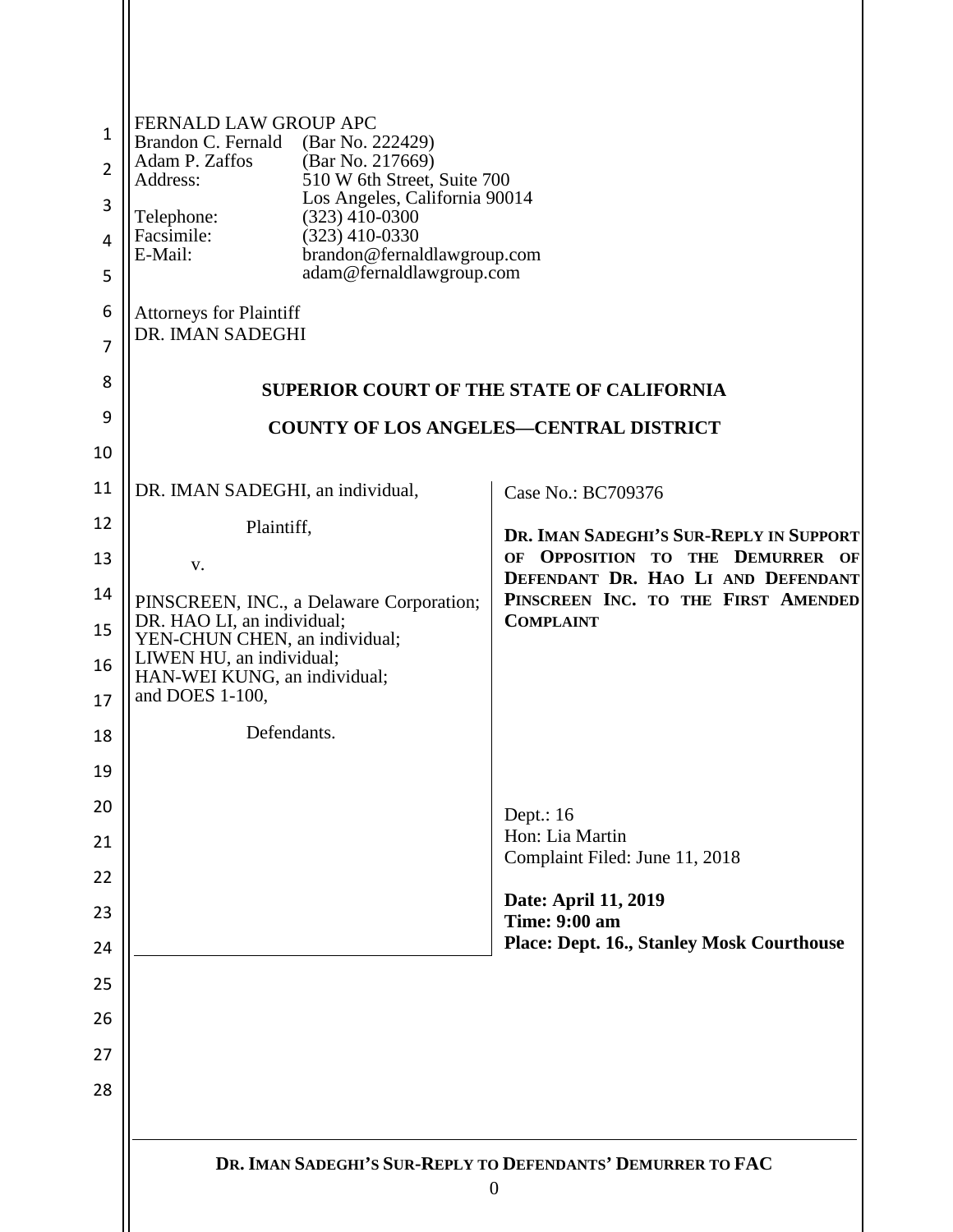FERNALD LAW GROUP APC
Brandon C. Fernald (Bar No. 222429)
Adam P. Zaffos (Bar No. 217669)
Address: 510 W 6th Street, Suite 700
Los Angeles, California 90014
Telephone: (323) 410-0300
Facsimile: (323) 410-0330
E-Mail: brandon@fernaldlawgroup.com
adam@fernaldlawgroup.com

Attorneys for Plaintiff
DR. IMAN SADEGHI

**SUPERIOR COURT OF THE STATE OF CALIFORNIA**

**COUNTY OF LOS ANGELES—CENTRAL DISTRICT**

DR. IMAN SADEGHI, an individual,

Plaintiff,

v.

PINSCREEN, INC., a Delaware Corporation;
DR. HAO LI, an individual;
YEN-CHUN CHEN, an individual;
LIWEN HU, an individual;
HAN-WEI KUNG, an individual;
and DOES 1-100,

Defendants.

Case No.: BC709376

**DR. IMAN SADEGHI'S SUR-REPLY IN SUPPORT OF OPPOSITION TO THE DEMURRER OF DEFENDANT DR. HAO LI AND DEFENDANT PINSCREEN INC. TO THE FIRST AMENDED COMPLAINT**

Dept.: 16
Hon: Lia Martin
Complaint Filed: June 11, 2018

**Date: April 11, 2019**
**Time: 9:00 am**
**Place: Dept. 16., Stanley Mosk Courthouse**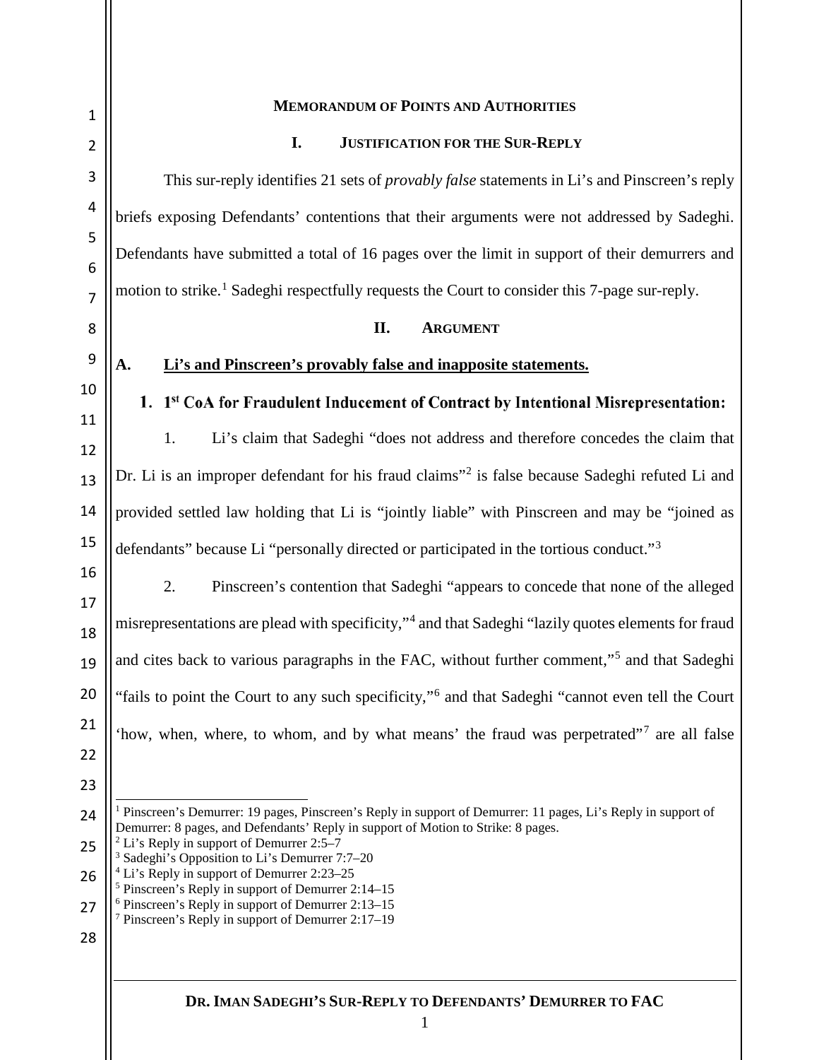## MEMORANDUM OF POINTS AND AUTHORITIES

### I. JUSTIFICATION FOR THE SUR-REPLY

This sur-reply identifies 21 sets of *provably false* statements in Li's and Pinscreen's reply briefs exposing Defendants' contentions that their arguments were not addressed by Sadeghi. Defendants have submitted a total of 16 pages over the limit in support of their demurrers and motion to strike.[1] Sadeghi respectfully requests the Court to consider this 7-page sur-reply.

### II. ARGUMENT

#### A. Li's and Pinscreen's provably false and inapposite statements.

##### 1. 1st CoA for Fraudulent Inducement of Contract by Intentional Misrepresentation:

1. Li's claim that Sadeghi "does not address and therefore concedes the claim that Dr. Li is an improper defendant for his fraud claims"[2] is false because Sadeghi refuted Li and provided settled law holding that Li is "jointly liable" with Pinscreen and may be "joined as defendants" because Li "personally directed or participated in the tortious conduct."[3]

2. Pinscreen's contention that Sadeghi "appears to concede that none of the alleged misrepresentations are plead with specificity,"[4] and that Sadeghi "lazily quotes elements for fraud and cites back to various paragraphs in the FAC, without further comment,"[5] and that Sadeghi "fails to point the Court to any such specificity,"[6] and that Sadeghi "cannot even tell the Court 'how, when, where, to whom, and by what means' the fraud was perpetrated"[7] are all false

---

[1] Pinscreen's Demurrer: 19 pages, Pinscreen's Reply in support of Demurrer: 11 pages, Li's Reply in support of Demurrer: 8 pages, and Defendants' Reply in support of Motion to Strike: 8 pages.

[2] Li's Reply in support of Demurrer 2:5–7

[3] Sadeghi's Opposition to Li's Demurrer 7:7–20

[4] Li's Reply in support of Demurrer 2:23–25

[5] Pinscreen's Reply in support of Demurrer 2:14–15

[6] Pinscreen's Reply in support of Demurrer 2:13–15

[7] Pinscreen's Reply in support of Demurrer 2:17–19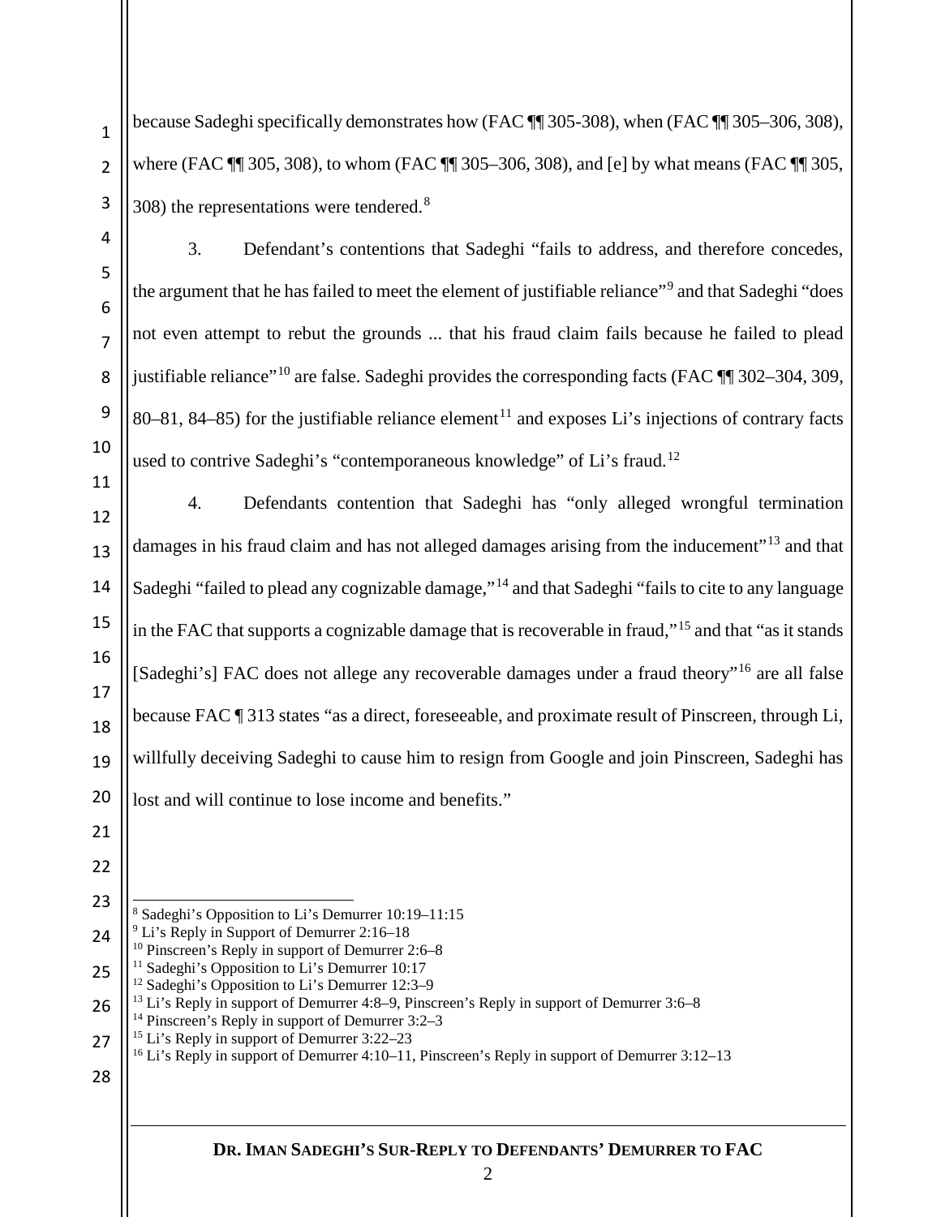because Sadeghi specifically demonstrates how (FAC ¶¶ 305-308), when (FAC ¶¶ 305–306, 308), where (FAC ¶¶ 305, 308), to whom (FAC ¶¶ 305–306, 308), and [e] by what means (FAC ¶¶ 305, 308) the representations were tendered.[8]

3. Defendant's contentions that Sadeghi "fails to address, and therefore concedes, the argument that he has failed to meet the element of justifiable reliance"[9] and that Sadeghi "does not even attempt to rebut the grounds ... that his fraud claim fails because he failed to plead justifiable reliance"[10] are false. Sadeghi provides the corresponding facts (FAC ¶¶ 302–304, 309, 80–81, 84–85) for the justifiable reliance element[11] and exposes Li's injections of contrary facts used to contrive Sadeghi's "contemporaneous knowledge" of Li's fraud.[12]

4. Defendants contention that Sadeghi has "only alleged wrongful termination damages in his fraud claim and has not alleged damages arising from the inducement"[13] and that Sadeghi "failed to plead any cognizable damage,"[14] and that Sadeghi "fails to cite to any language in the FAC that supports a cognizable damage that is recoverable in fraud,"[15] and that "as it stands [Sadeghi's] FAC does not allege any recoverable damages under a fraud theory"[16] are all false because FAC ¶ 313 states "as a direct, foreseeable, and proximate result of Pinscreen, through Li, willfully deceiving Sadeghi to cause him to resign from Google and join Pinscreen, Sadeghi has lost and will continue to lose income and benefits."

---

[8] Sadeghi's Opposition to Li's Demurrer 10:19–11:15

[9] Li's Reply in Support of Demurrer 2:16–18

[10] Pinscreen's Reply in support of Demurrer 2:6–8

[11] Sadeghi's Opposition to Li's Demurrer 10:17

[12] Sadeghi's Opposition to Li's Demurrer 12:3–9

[13] Li's Reply in support of Demurrer 4:8–9, Pinscreen's Reply in support of Demurrer 3:6–8

[14] Pinscreen's Reply in support of Demurrer 3:2–3

[15] Li's Reply in support of Demurrer 3:22–23

[16] Li's Reply in support of Demurrer 4:10–11, Pinscreen's Reply in support of Demurrer 3:12–13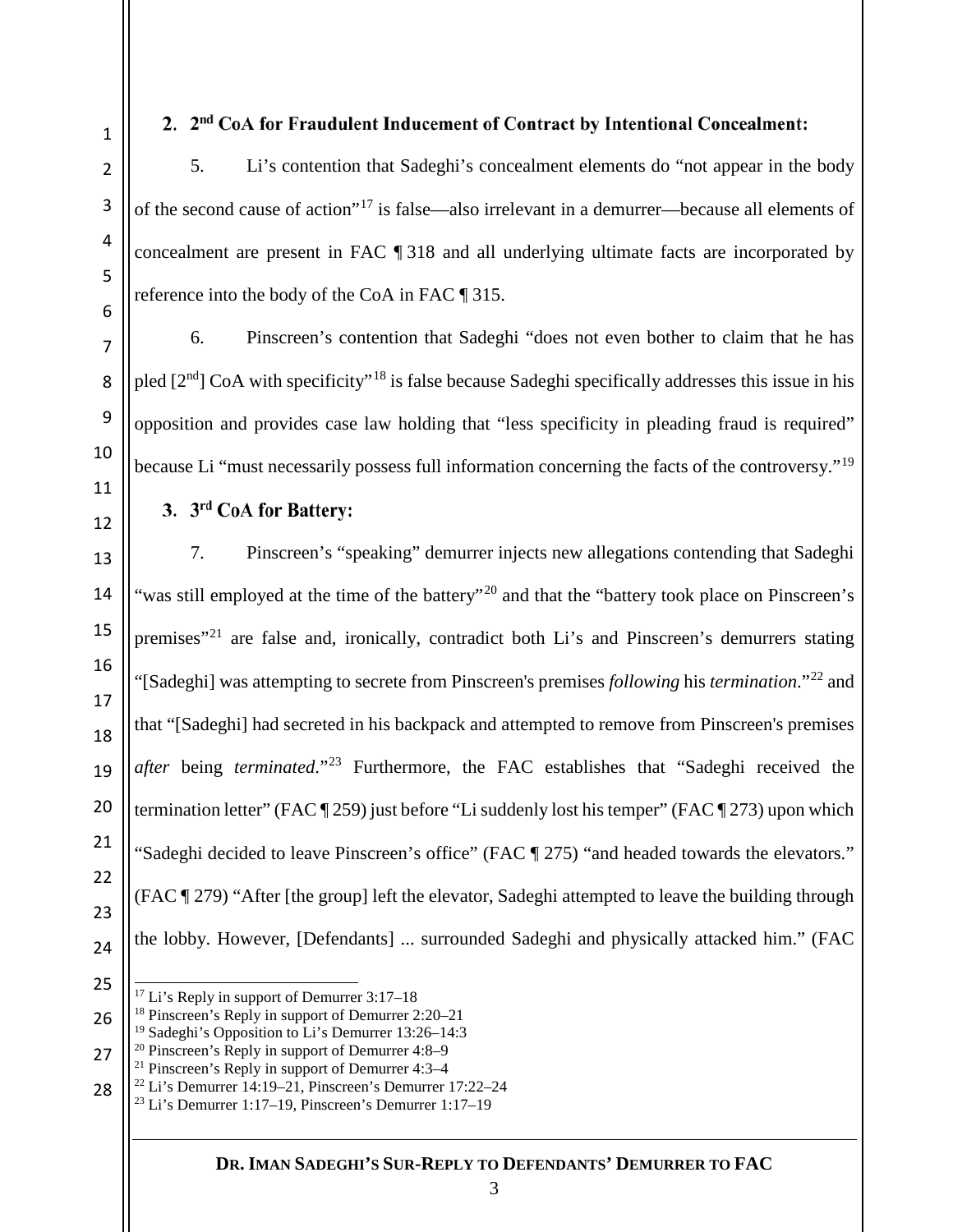## 2. 2nd CoA for Fraudulent Inducement of Contract by Intentional Concealment:

5. Li's contention that Sadeghi's concealment elements do "not appear in the body of the second cause of action"[17] is false—also irrelevant in a demurrer—because all elements of concealment are present in FAC ¶ 318 and all underlying ultimate facts are incorporated by reference into the body of the CoA in FAC ¶ 315.

6. Pinscreen's contention that Sadeghi "does not even bother to claim that he has pled [2nd] CoA with specificity"[18] is false because Sadeghi specifically addresses this issue in his opposition and provides case law holding that "less specificity in pleading fraud is required" because Li "must necessarily possess full information concerning the facts of the controversy."[19]

## 3. 3rd CoA for Battery:

7. Pinscreen's "speaking" demurrer injects new allegations contending that Sadeghi "was still employed at the time of the battery"[20] and that the "battery took place on Pinscreen's premises"[21] are false and, ironically, contradict both Li's and Pinscreen's demurrers stating "[Sadeghi] was attempting to secrete from Pinscreen's premises *following* his *termination*."[22] and that "[Sadeghi] had secreted in his backpack and attempted to remove from Pinscreen's premises *after* being *terminated*."[23] Furthermore, the FAC establishes that "Sadeghi received the termination letter" (FAC ¶ 259) just before "Li suddenly lost his temper" (FAC ¶ 273) upon which "Sadeghi decided to leave Pinscreen's office" (FAC ¶ 275) "and headed towards the elevators." (FAC ¶ 279) "After [the group] left the elevator, Sadeghi attempted to leave the building through the lobby. However, [Defendants] ... surrounded Sadeghi and physically attacked him." (FAC

---

[17] Li's Reply in support of Demurrer 3:17–18
[18] Pinscreen's Reply in support of Demurrer 2:20–21
[19] Sadeghi's Opposition to Li's Demurrer 13:26–14:3
[20] Pinscreen's Reply in support of Demurrer 4:8–9
[21] Pinscreen's Reply in support of Demurrer 4:3–4
[22] Li's Demurrer 14:19–21, Pinscreen's Demurrer 17:22–24
[23] Li's Demurrer 1:17–19, Pinscreen's Demurrer 1:17–19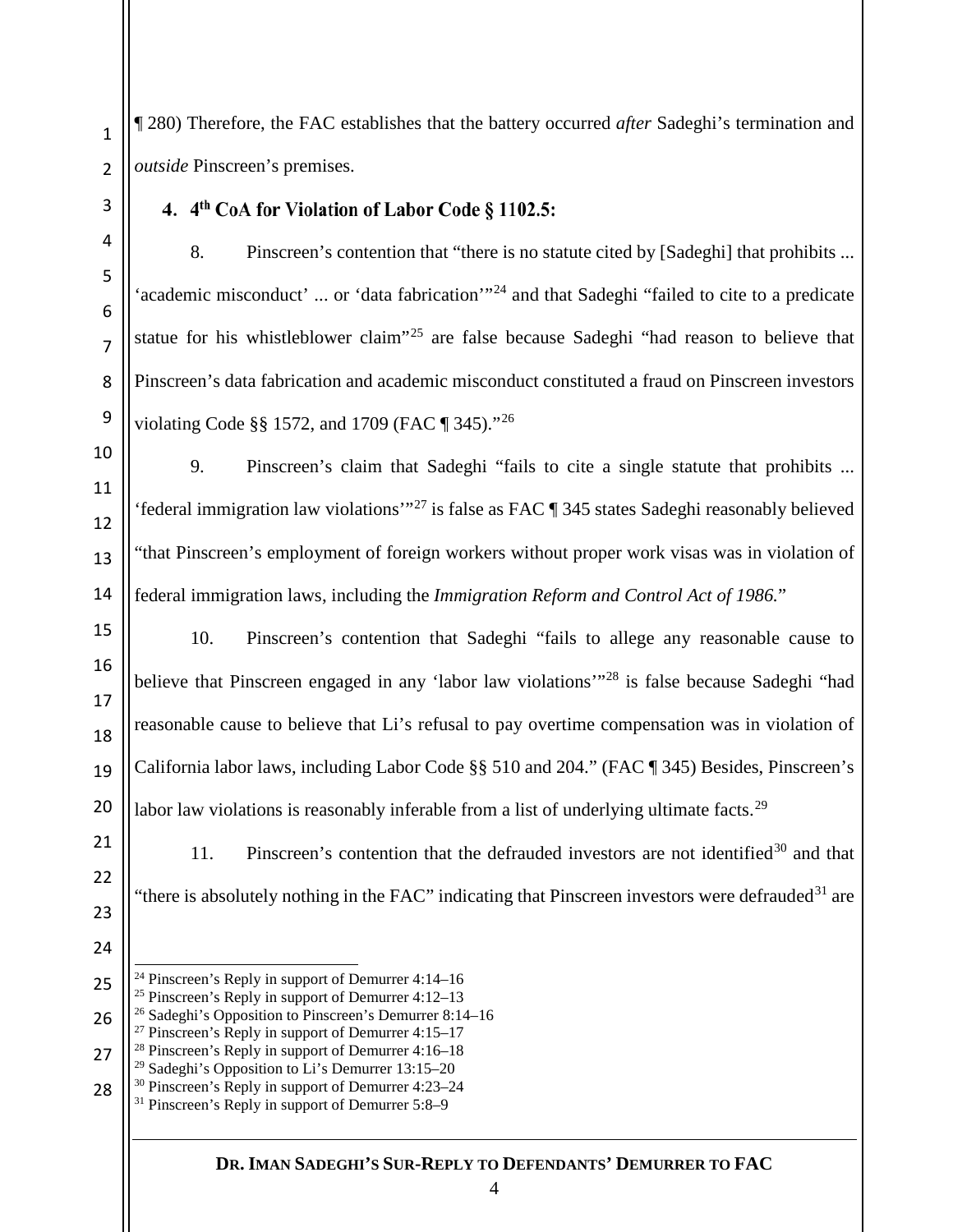¶ 280) Therefore, the FAC establishes that the battery occurred *after* Sadeghi's termination and *outside* Pinscreen's premises.

### 4. 4th CoA for Violation of Labor Code § 1102.5:

8. Pinscreen's contention that "there is no statute cited by [Sadeghi] that prohibits ... 'academic misconduct' ... or 'data fabrication'"[24] and that Sadeghi "failed to cite to a predicate statue for his whistleblower claim"[25] are false because Sadeghi "had reason to believe that Pinscreen's data fabrication and academic misconduct constituted a fraud on Pinscreen investors violating Code §§ 1572, and 1709 (FAC ¶ 345)."[26]

9. Pinscreen's claim that Sadeghi "fails to cite a single statute that prohibits ... 'federal immigration law violations'"[27] is false as FAC ¶ 345 states Sadeghi reasonably believed "that Pinscreen's employment of foreign workers without proper work visas was in violation of federal immigration laws, including the *Immigration Reform and Control Act of 1986.*"

10. Pinscreen's contention that Sadeghi "fails to allege any reasonable cause to believe that Pinscreen engaged in any 'labor law violations'"[28] is false because Sadeghi "had reasonable cause to believe that Li's refusal to pay overtime compensation was in violation of California labor laws, including Labor Code §§ 510 and 204." (FAC ¶ 345) Besides, Pinscreen's labor law violations is reasonably inferable from a list of underlying ultimate facts.[29]

11. Pinscreen's contention that the defrauded investors are not identified[30] and that "there is absolutely nothing in the FAC" indicating that Pinscreen investors were defrauded[31] are

---

[24] Pinscreen's Reply in support of Demurrer 4:14–16
[25] Pinscreen's Reply in support of Demurrer 4:12–13
[26] Sadeghi's Opposition to Pinscreen's Demurrer 8:14–16
[27] Pinscreen's Reply in support of Demurrer 4:15–17
[28] Pinscreen's Reply in support of Demurrer 4:16–18
[29] Sadeghi's Opposition to Li's Demurrer 13:15–20
[30] Pinscreen's Reply in support of Demurrer 4:23–24
[31] Pinscreen's Reply in support of Demurrer 5:8–9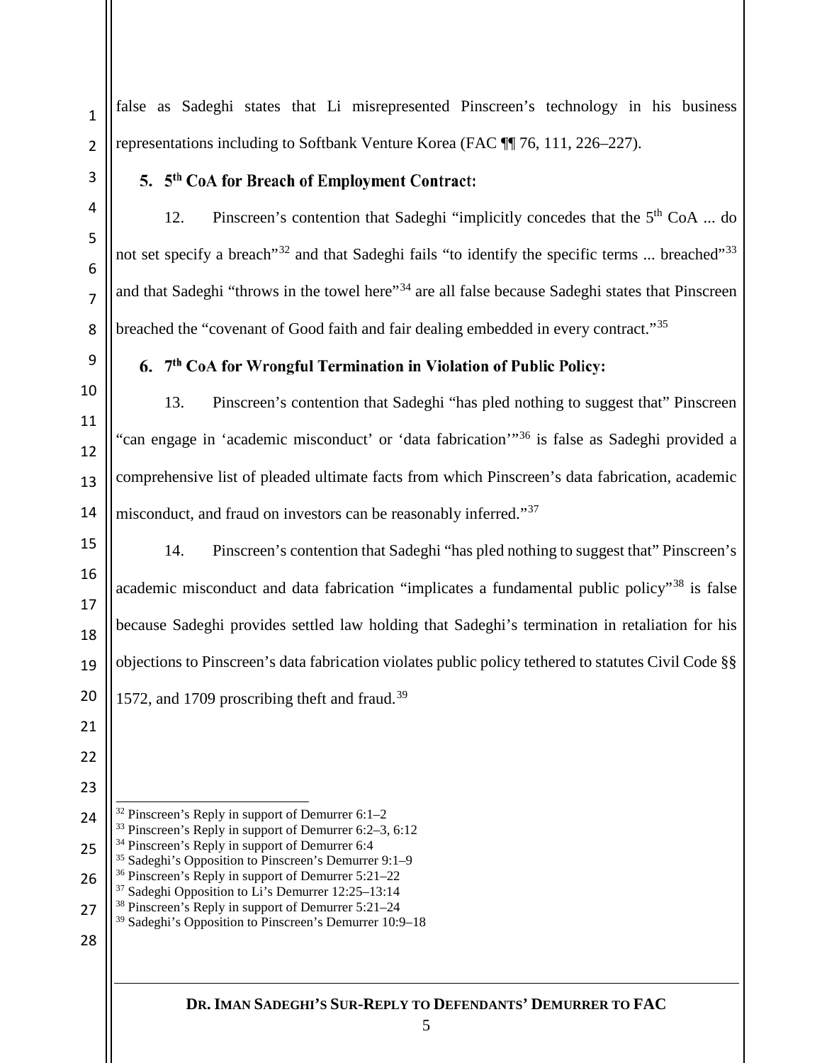false as Sadeghi states that Li misrepresented Pinscreen's technology in his business representations including to Softbank Venture Korea (FAC ¶¶ 76, 111, 226–227).

### 5. 5th CoA for Breach of Employment Contract:

12. Pinscreen's contention that Sadeghi "implicitly concedes that the 5th CoA ... do not set specify a breach"[32] and that Sadeghi fails "to identify the specific terms ... breached"[33] and that Sadeghi "throws in the towel here"[34] are all false because Sadeghi states that Pinscreen breached the "covenant of Good faith and fair dealing embedded in every contract."[35]

### 6. 7th CoA for Wrongful Termination in Violation of Public Policy:

13. Pinscreen's contention that Sadeghi "has pled nothing to suggest that" Pinscreen "can engage in 'academic misconduct' or 'data fabrication'"[36] is false as Sadeghi provided a comprehensive list of pleaded ultimate facts from which Pinscreen's data fabrication, academic misconduct, and fraud on investors can be reasonably inferred."[37]

14. Pinscreen's contention that Sadeghi "has pled nothing to suggest that" Pinscreen's academic misconduct and data fabrication "implicates a fundamental public policy"[38] is false because Sadeghi provides settled law holding that Sadeghi's termination in retaliation for his objections to Pinscreen's data fabrication violates public policy tethered to statutes Civil Code §§ 1572, and 1709 proscribing theft and fraud.[39]

---

[32] Pinscreen's Reply in support of Demurrer 6:1–2
[33] Pinscreen's Reply in support of Demurrer 6:2–3, 6:12
[34] Pinscreen's Reply in support of Demurrer 6:4
[35] Sadeghi's Opposition to Pinscreen's Demurrer 9:1–9
[36] Pinscreen's Reply in support of Demurrer 5:21–22
[37] Sadeghi Opposition to Li's Demurrer 12:25–13:14
[38] Pinscreen's Reply in support of Demurrer 5:21–24
[39] Sadeghi's Opposition to Pinscreen's Demurrer 10:9–18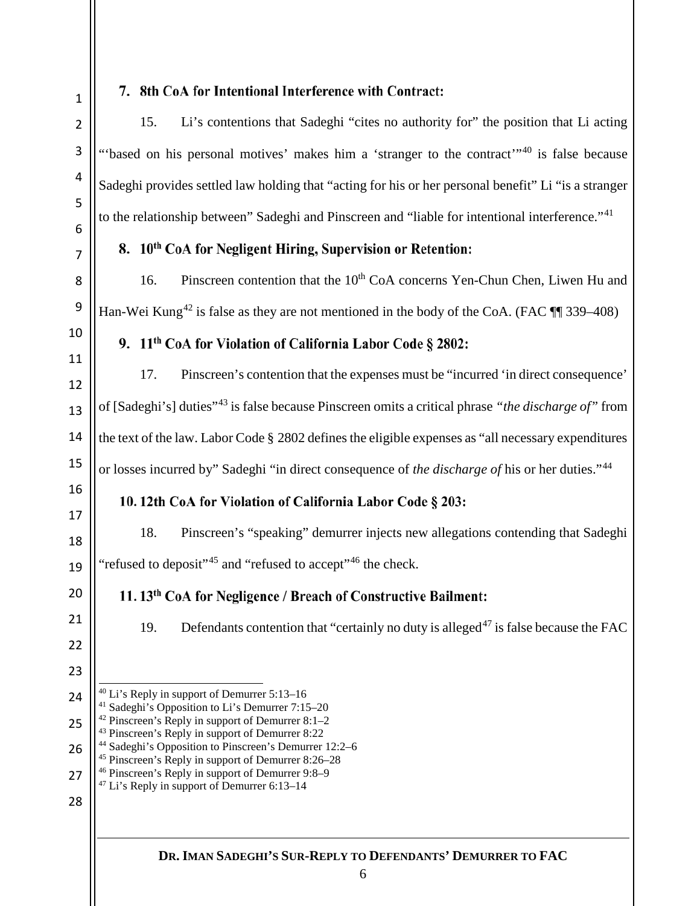### 7. 8th CoA for Intentional Interference with Contract:

15. Li's contentions that Sadeghi "cites no authority for" the position that Li acting "'based on his personal motives' makes him a 'stranger to the contract'"[40] is false because Sadeghi provides settled law holding that "acting for his or her personal benefit" Li "is a stranger to the relationship between" Sadeghi and Pinscreen and "liable for intentional interference."[41]

### 8. 10th CoA for Negligent Hiring, Supervision or Retention:

16. Pinscreen contention that the 10th CoA concerns Yen-Chun Chen, Liwen Hu and Han-Wei Kung[42] is false as they are not mentioned in the body of the CoA. (FAC ¶¶ 339–408)

### 9. 11th CoA for Violation of California Labor Code § 2802:

17. Pinscreen's contention that the expenses must be "incurred 'in direct consequence' of [Sadeghi's] duties"[43] is false because Pinscreen omits a critical phrase *"the discharge of"* from the text of the law. Labor Code § 2802 defines the eligible expenses as "all necessary expenditures or losses incurred by" Sadeghi "in direct consequence of *the discharge of* his or her duties."[44]

### 10. 12th CoA for Violation of California Labor Code § 203:

18. Pinscreen's "speaking" demurrer injects new allegations contending that Sadeghi "refused to deposit"[45] and "refused to accept"[46] the check.

### 11. 13th CoA for Negligence / Breach of Constructive Bailment:

19. Defendants contention that "certainly no duty is alleged[47] is false because the FAC

---

[40] Li's Reply in support of Demurrer 5:13–16
[41] Sadeghi's Opposition to Li's Demurrer 7:15–20
[42] Pinscreen's Reply in support of Demurrer 8:1–2
[43] Pinscreen's Reply in support of Demurrer 8:22
[44] Sadeghi's Opposition to Pinscreen's Demurrer 12:2–6
[45] Pinscreen's Reply in support of Demurrer 8:26–28
[46] Pinscreen's Reply in support of Demurrer 9:8–9
[47] Li's Reply in support of Demurrer 6:13–14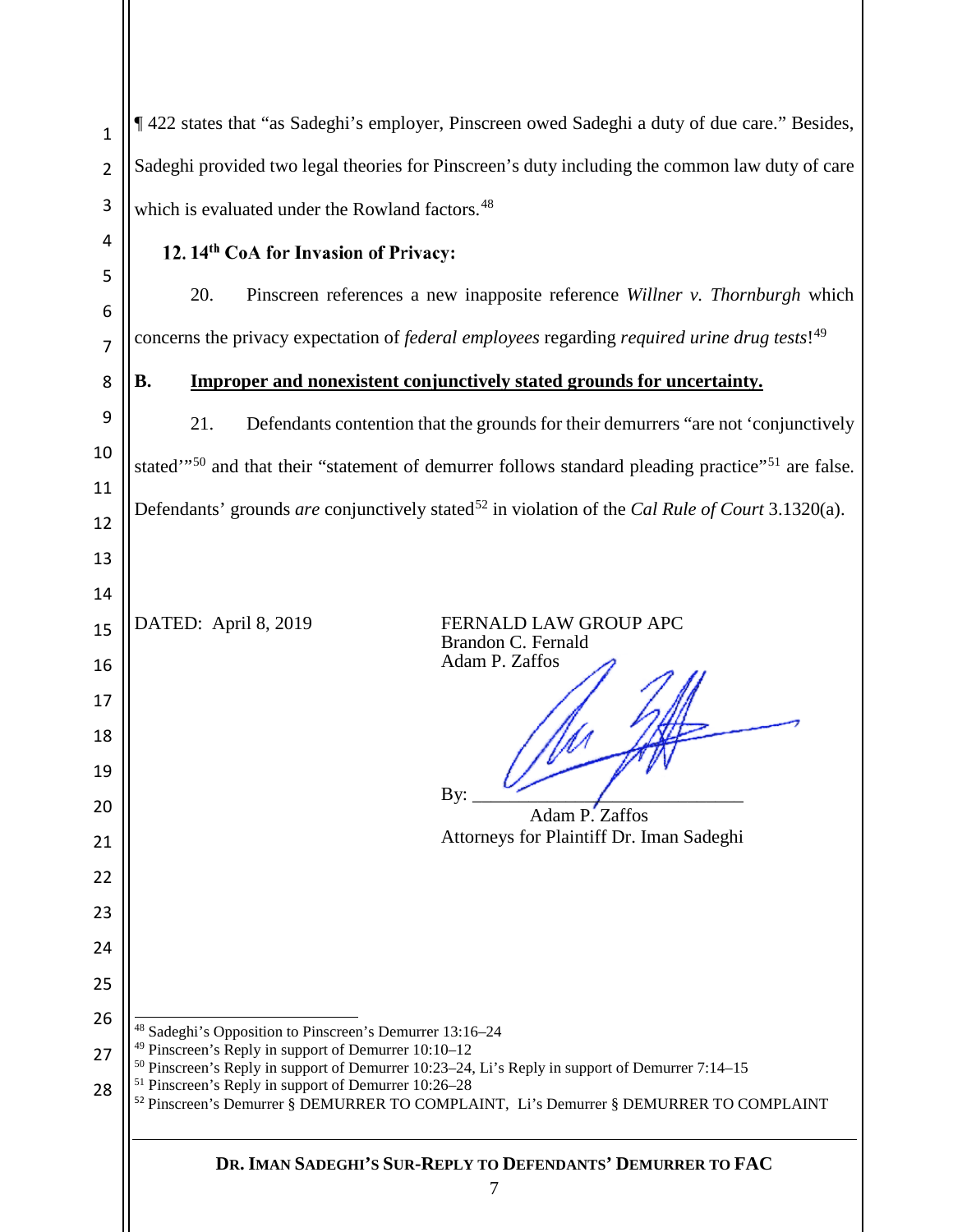¶ 422 states that "as Sadeghi's employer, Pinscreen owed Sadeghi a duty of due care." Besides, Sadeghi provided two legal theories for Pinscreen's duty including the common law duty of care which is evaluated under the Rowland factors.[48]

### 12. 14th CoA for Invasion of Privacy:

20. Pinscreen references a new inapposite reference *Willner v. Thornburgh* which concerns the privacy expectation of *federal employees* regarding *required urine drug tests*![49]

### B. Improper and nonexistent conjunctively stated grounds for uncertainty.

21. Defendants contention that the grounds for their demurrers "are not 'conjunctively stated'"[50] and that their "statement of demurrer follows standard pleading practice"[51] are false. Defendants' grounds *are* conjunctively stated[52] in violation of the *Cal Rule of Court* 3.1320(a).

DATED: April 8, 2019

FERNALD LAW GROUP APC
Brandon C. Fernald
Adam P. Zaffos

By: ______________________________
Adam P. Zaffos
Attorneys for Plaintiff Dr. Iman Sadeghi

---

[48] Sadeghi's Opposition to Pinscreen's Demurrer 13:16–24

[49] Pinscreen's Reply in support of Demurrer 10:10–12

[50] Pinscreen's Reply in support of Demurrer 10:23–24, Li's Reply in support of Demurrer 7:14–15

[51] Pinscreen's Reply in support of Demurrer 10:26–28

[52] Pinscreen's Demurrer § DEMURRER TO COMPLAINT, Li's Demurrer § DEMURRER TO COMPLAINT